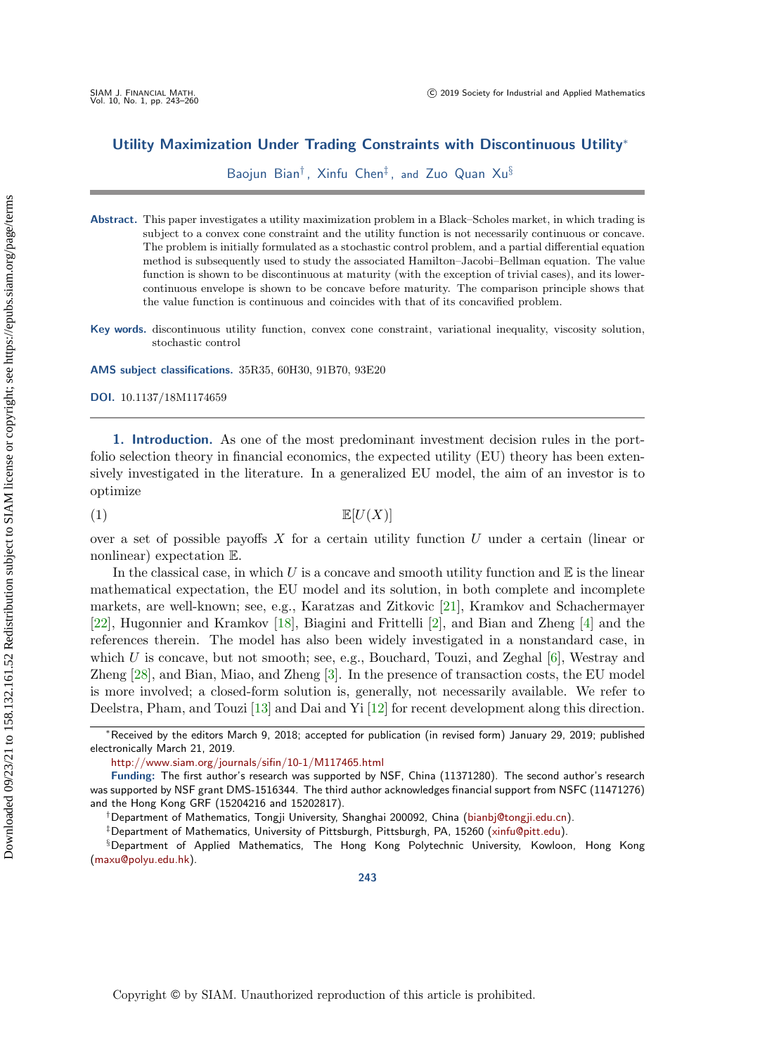# Utility Maximization Under Trading Constraints with Discontinuous Utility*

Baojun Bian†, Xinfu Chen‡, and Zuo Quan Xu§

**Abstract.** This paper investigates a utility maximization problem in a Black–Scholes market, in which trading is subject to a convex cone constraint and the utility function is not necessarily continuous or concave. The problem is initially formulated as a stochastic control problem, and a partial differential equation method is subsequently used to study the associated Hamilton–Jacobi–Bellman equation. The value function is shown to be discontinuous at maturity (with the exception of trivial cases), and its lower-continuous envelope is shown to be concave before maturity. The comparison principle shows that the value function is continuous and coincides with that of its concavified problem.

**Key words.** discontinuous utility function, convex cone constraint, variational inequality, viscosity solution, stochastic control

**AMS subject classifications.** 35R35, 60H30, 91B70, 93E20

**DOI.** 10.1137/18M1174659

## 1. Introduction.

As one of the most predominant investment decision rules in the portfolio selection theory in financial economics, the expected utility (EU) theory has been extensively investigated in the literature. In a generalized EU model, the aim of an investor is to optimize

$$\mathbb{E}[U(X)] \tag{1}$$

over a set of possible payoffs $X$ for a certain utility function $U$ under a certain (linear or nonlinear) expectation $\mathbb{E}$.

In the classical case, in which $U$ is a concave and smooth utility function and $\mathbb{E}$ is the linear mathematical expectation, the EU model and its solution, in both complete and incomplete markets, are well-known; see, e.g., Karatzas and Zitkovic [21], Kramkov and Schachermayer [22], Hugonnier and Kramkov [18], Biagini and Frittelli [2], and Bian and Zheng [4] and the references therein. The model has also been widely investigated in a nonstandard case, in which $U$ is concave, but not smooth; see, e.g., Bouchard, Touzi, and Zeghal [6], Westray and Zheng [28], and Bian, Miao, and Zheng [3]. In the presence of transaction costs, the EU model is more involved; a closed-form solution is, generally, not necessarily available. We refer to Deelstra, Pham, and Touzi [13] and Dai and Yi [12] for recent development along this direction.

---

*Received by the editors March 9, 2018; accepted for publication (in revised form) January 29, 2019; published electronically March 21, 2019.
http://www.siam.org/journals/sifin/10-1/M117465.html

**Funding:** The first author's research was supported by NSF, China (11371280). The second author's research was supported by NSF grant DMS-1516344. The third author acknowledges financial support from NSFC (11471276) and the Hong Kong GRF (15204216 and 15202817).

†Department of Mathematics, Tongji University, Shanghai 200092, China (bianbj@tongji.edu.cn).

‡Department of Mathematics, University of Pittsburgh, Pittsburgh, PA, 15260 (xinfu@pitt.edu).

§Department of Applied Mathematics, The Hong Kong Polytechnic University, Kowloon, Hong Kong (maxu@polyu.edu.hk).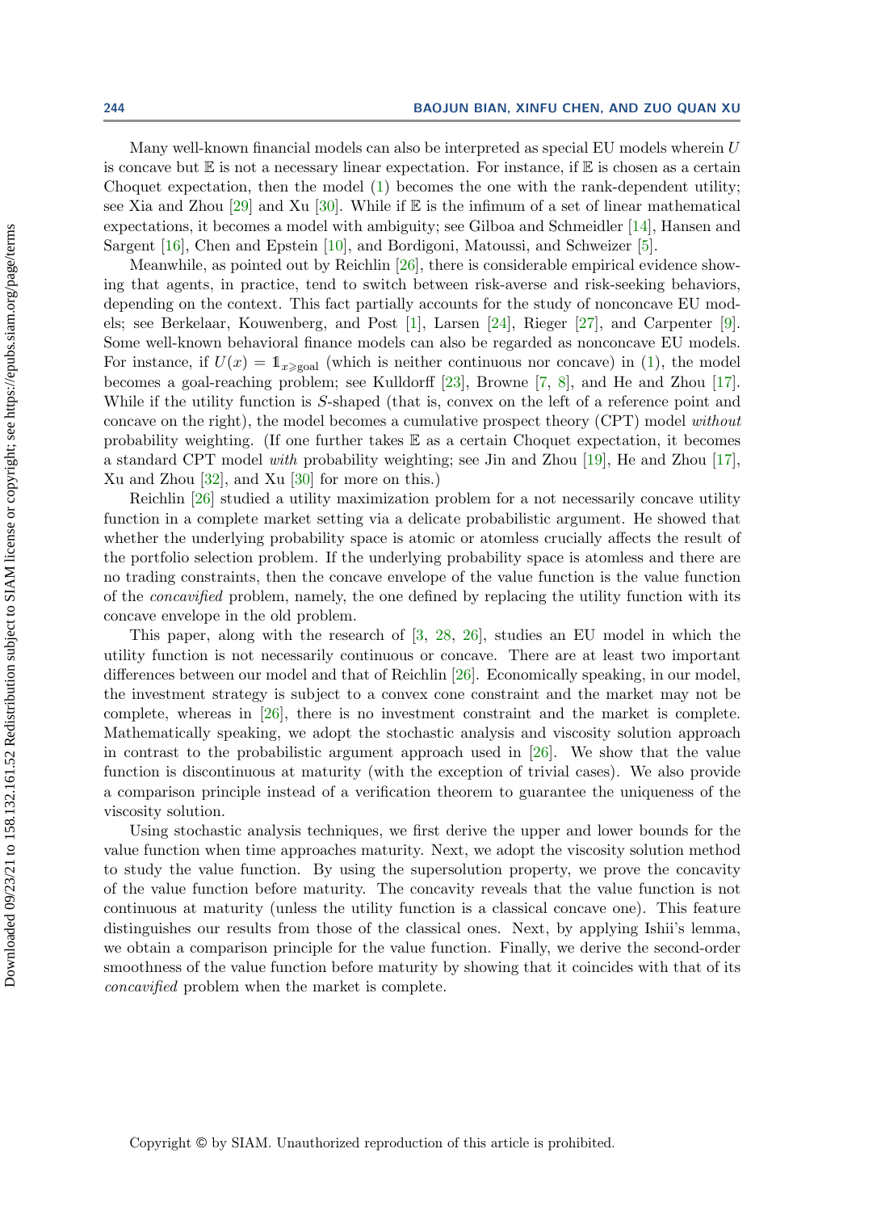Many well-known financial models can also be interpreted as special EU models wherein $U$ is concave but $\mathbb{E}$ is not a necessary linear expectation. For instance, if $\mathbb{E}$ is chosen as a certain Choquet expectation, then the model (1) becomes the one with the rank-dependent utility; see Xia and Zhou [29] and Xu [30]. While if $\mathbb{E}$ is the infimum of a set of linear mathematical expectations, it becomes a model with ambiguity; see Gilboa and Schmeidler [14], Hansen and Sargent [16], Chen and Epstein [10], and Bordigoni, Matoussi, and Schweizer [5].

Meanwhile, as pointed out by Reichlin [26], there is considerable empirical evidence showing that agents, in practice, tend to switch between risk-averse and risk-seeking behaviors, depending on the context. This fact partially accounts for the study of nonconcave EU models; see Berkelaar, Kouwenberg, and Post [1], Larsen [24], Rieger [27], and Carpenter [9]. Some well-known behavioral finance models can also be regarded as nonconcave EU models. For instance, if $U(x) = \mathbb{1}_{x \geqslant \text{goal}}$ (which is neither continuous nor concave) in (1), the model becomes a goal-reaching problem; see Kulldorff [23], Browne [7, 8], and He and Zhou [17]. While if the utility function is $S$-shaped (that is, convex on the left of a reference point and concave on the right), the model becomes a cumulative prospect theory (CPT) model *without* probability weighting. (If one further takes $\mathbb{E}$ as a certain Choquet expectation, it becomes a standard CPT model *with* probability weighting; see Jin and Zhou [19], He and Zhou [17], Xu and Zhou [32], and Xu [30] for more on this.)

Reichlin [26] studied a utility maximization problem for a not necessarily concave utility function in a complete market setting via a delicate probabilistic argument. He showed that whether the underlying probability space is atomic or atomless crucially affects the result of the portfolio selection problem. If the underlying probability space is atomless and there are no trading constraints, then the concave envelope of the value function is the value function of the *concavified* problem, namely, the one defined by replacing the utility function with its concave envelope in the old problem.

This paper, along with the research of [3, 28, 26], studies an EU model in which the utility function is not necessarily continuous or concave. There are at least two important differences between our model and that of Reichlin [26]. Economically speaking, in our model, the investment strategy is subject to a convex cone constraint and the market may not be complete, whereas in [26], there is no investment constraint and the market is complete. Mathematically speaking, we adopt the stochastic analysis and viscosity solution approach in contrast to the probabilistic argument approach used in [26]. We show that the value function is discontinuous at maturity (with the exception of trivial cases). We also provide a comparison principle instead of a verification theorem to guarantee the uniqueness of the viscosity solution.

Using stochastic analysis techniques, we first derive the upper and lower bounds for the value function when time approaches maturity. Next, we adopt the viscosity solution method to study the value function. By using the supersolution property, we prove the concavity of the value function before maturity. The concavity reveals that the value function is not continuous at maturity (unless the utility function is a classical concave one). This feature distinguishes our results from those of the classical ones. Next, by applying Ishii's lemma, we obtain a comparison principle for the value function. Finally, we derive the second-order smoothness of the value function before maturity by showing that it coincides with that of its *concavified* problem when the market is complete.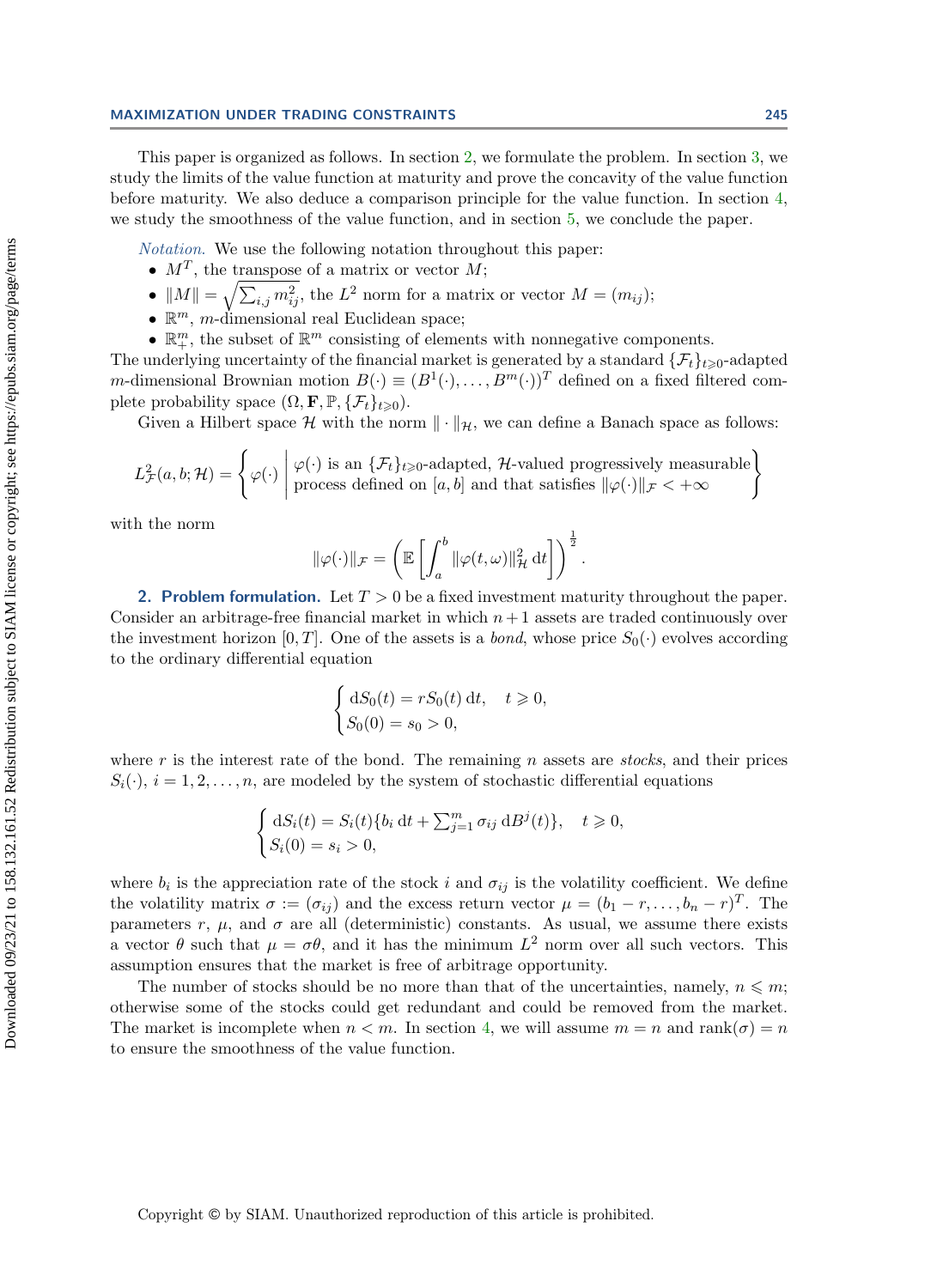This paper is organized as follows. In section 2, we formulate the problem. In section 3, we study the limits of the value function at maturity and prove the concavity of the value function before maturity. We also deduce a comparison principle for the value function. In section 4, we study the smoothness of the value function, and in section 5, we conclude the paper.

*Notation.* We use the following notation throughout this paper:

- $M^T$, the transpose of a matrix or vector $M$;
- $\|M\| = \sqrt{\sum_{i,j} m_{ij}^2}$, the $L^2$ norm for a matrix or vector $M = (m_{ij})$;
- $\mathbb{R}^m$, $m$-dimensional real Euclidean space;
- $\mathbb{R}^m_+$, the subset of $\mathbb{R}^m$ consisting of elements with nonnegative components.

The underlying uncertainty of the financial market is generated by a standard $\{\mathcal{F}_t\}_{t\geqslant 0}$-adapted $m$-dimensional Brownian motion $B(\cdot) \equiv (B^1(\cdot), \ldots, B^m(\cdot))^T$ defined on a fixed filtered complete probability space $(\Omega, \mathbf{F}, \mathbb{P}, \{\mathcal{F}_t\}_{t\geqslant 0})$.

Given a Hilbert space $\mathcal{H}$ with the norm $\|\cdot\|_{\mathcal{H}}$, we can define a Banach space as follows:

$$
L^2_{\mathcal{F}}(a, b; \mathcal{H}) = \left\{ \varphi(\cdot) \;\middle|\; \begin{array}{l} \varphi(\cdot) \text{ is an } \{\mathcal{F}_t\}_{t\geqslant 0}\text{-adapted, } \mathcal{H}\text{-valued progressively measurable} \\ \text{process defined on } [a,b] \text{ and that satisfies } \|\varphi(\cdot)\|_{\mathcal{F}} < +\infty \end{array} \right\}
$$

with the norm

$$
\|\varphi(\cdot)\|_{\mathcal{F}} = \left( \mathbb{E}\left[ \int_a^b \|\varphi(t,\omega)\|^2_{\mathcal{H}} \, \mathrm{d}t \right] \right)^{\frac{1}{2}}.
$$

## 2. Problem formulation.

Let $T > 0$ be a fixed investment maturity throughout the paper. Consider an arbitrage-free financial market in which $n+1$ assets are traded continuously over the investment horizon $[0, T]$. One of the assets is a *bond*, whose price $S_0(\cdot)$ evolves according to the ordinary differential equation

$$
\begin{cases} \mathrm{d}S_0(t) = rS_0(t)\,\mathrm{d}t, \quad t \geqslant 0, \\ S_0(0) = s_0 > 0, \end{cases}
$$

where $r$ is the interest rate of the bond. The remaining $n$ assets are *stocks*, and their prices $S_i(\cdot)$, $i = 1, 2, \ldots, n$, are modeled by the system of stochastic differential equations

$$
\begin{cases} \mathrm{d}S_i(t) = S_i(t)\{b_i\,\mathrm{d}t + \sum_{j=1}^m \sigma_{ij}\,\mathrm{d}B^j(t)\}, \quad t \geqslant 0, \\ S_i(0) = s_i > 0, \end{cases}
$$

where $b_i$ is the appreciation rate of the stock $i$ and $\sigma_{ij}$ is the volatility coefficient. We define the volatility matrix $\sigma := (\sigma_{ij})$ and the excess return vector $\mu = (b_1 - r, \ldots, b_n - r)^T$. The parameters $r$, $\mu$, and $\sigma$ are all (deterministic) constants. As usual, we assume there exists a vector $\theta$ such that $\mu = \sigma\theta$, and it has the minimum $L^2$ norm over all such vectors. This assumption ensures that the market is free of arbitrage opportunity.

The number of stocks should be no more than that of the uncertainties, namely, $n \leqslant m$; otherwise some of the stocks could get redundant and could be removed from the market. The market is incomplete when $n < m$. In section 4, we will assume $m = n$ and $\mathrm{rank}(\sigma) = n$ to ensure the smoothness of the value function.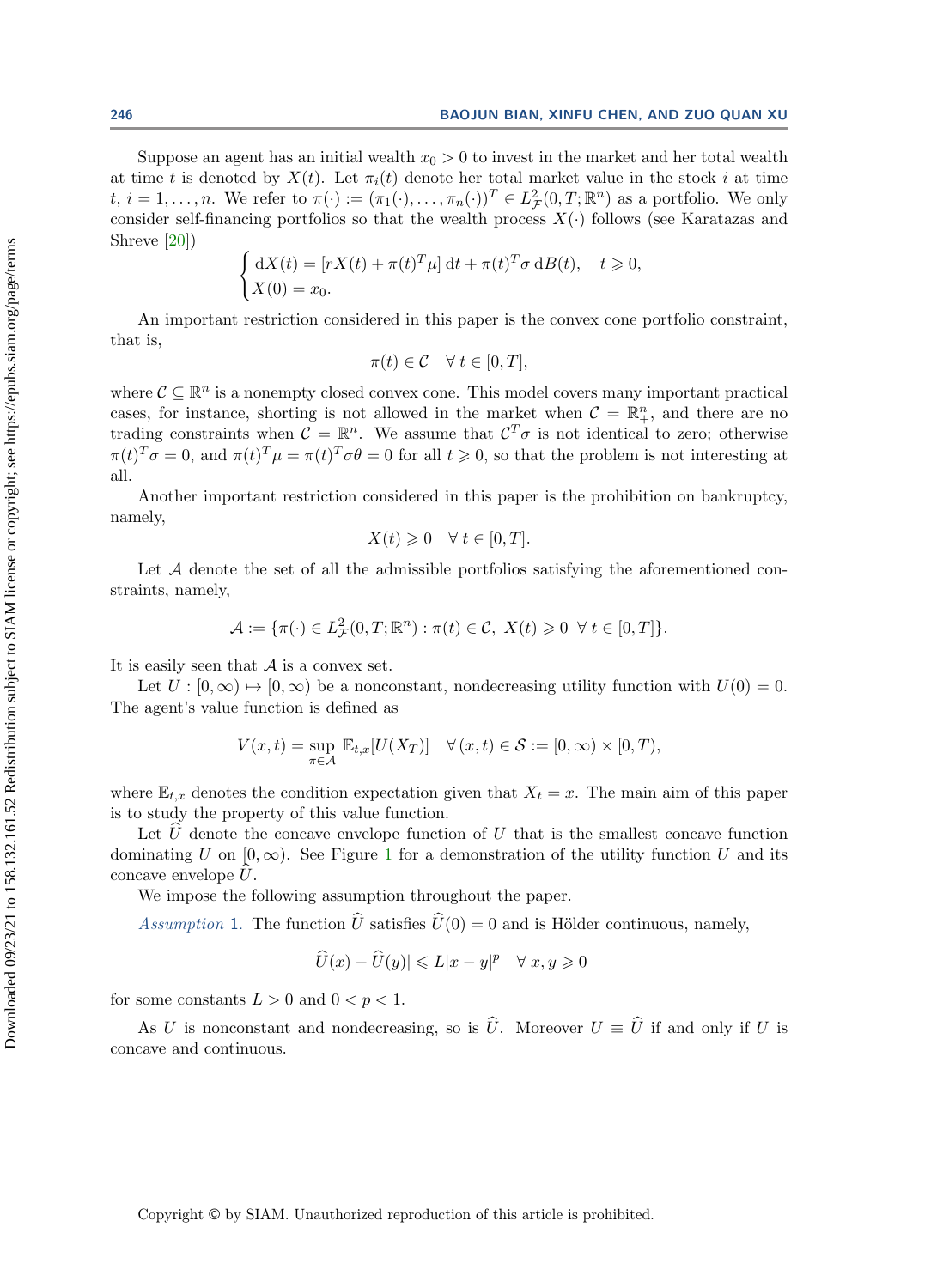Suppose an agent has an initial wealth $x_0 > 0$ to invest in the market and her total wealth at time $t$ is denoted by $X(t)$. Let $\pi_i(t)$ denote her total market value in the stock $i$ at time $t$, $i = 1, \ldots, n$. We refer to $\pi(\cdot) := (\pi_1(\cdot), \ldots, \pi_n(\cdot))^T \in L^2_{\mathcal{F}}(0, T; \mathbb{R}^n)$ as a portfolio. We only consider self-financing portfolios so that the wealth process $X(\cdot)$ follows (see Karatazas and Shreve [20])

$$\begin{cases} \mathrm{d}X(t) = [rX(t) + \pi(t)^T \mu]\,\mathrm{d}t + \pi(t)^T \sigma\,\mathrm{d}B(t), \quad t \geqslant 0, \\ X(0) = x_0. \end{cases}$$

An important restriction considered in this paper is the convex cone portfolio constraint, that is,

$$\pi(t) \in \mathcal{C} \quad \forall\, t \in [0, T],$$

where $\mathcal{C} \subseteq \mathbb{R}^n$ is a nonempty closed convex cone. This model covers many important practical cases, for instance, shorting is not allowed in the market when $\mathcal{C} = \mathbb{R}^n_+$, and there are no trading constraints when $\mathcal{C} = \mathbb{R}^n$. We assume that $\mathcal{C}^T \sigma$ is not identical to zero; otherwise $\pi(t)^T \sigma = 0$, and $\pi(t)^T \mu = \pi(t)^T \sigma \theta = 0$ for all $t \geqslant 0$, so that the problem is not interesting at all.

Another important restriction considered in this paper is the prohibition on bankruptcy, namely,

$$X(t) \geqslant 0 \quad \forall\, t \in [0, T].$$

Let $\mathcal{A}$ denote the set of all the admissible portfolios satisfying the aforementioned constraints, namely,

$$\mathcal{A} := \{\pi(\cdot) \in L^2_{\mathcal{F}}(0, T; \mathbb{R}^n) : \pi(t) \in \mathcal{C},\ X(t) \geqslant 0 \ \ \forall\, t \in [0, T]\}.$$

It is easily seen that $\mathcal{A}$ is a convex set.

Let $U : [0, \infty) \mapsto [0, \infty)$ be a nonconstant, nondecreasing utility function with $U(0) = 0$. The agent's value function is defined as

$$V(x, t) = \sup_{\pi \in \mathcal{A}} \mathbb{E}_{t,x}[U(X_T)] \quad \forall\, (x, t) \in \mathcal{S} := [0, \infty) \times [0, T),$$

where $\mathbb{E}_{t,x}$ denotes the condition expectation given that $X_t = x$. The main aim of this paper is to study the property of this value function.

Let $\widehat{U}$ denote the concave envelope function of $U$ that is the smallest concave function dominating $U$ on $[0, \infty)$. See Figure 1 for a demonstration of the utility function $U$ and its concave envelope $\widehat{U}$.

We impose the following assumption throughout the paper.

*Assumption* 1. The function $\widehat{U}$ satisfies $\widehat{U}(0) = 0$ and is Hölder continuous, namely,

$$|\widehat{U}(x) - \widehat{U}(y)| \leqslant L|x - y|^p \quad \forall\, x, y \geqslant 0$$

for some constants $L > 0$ and $0 < p < 1$.

As $U$ is nonconstant and nondecreasing, so is $\widehat{U}$. Moreover $U \equiv \widehat{U}$ if and only if $U$ is concave and continuous.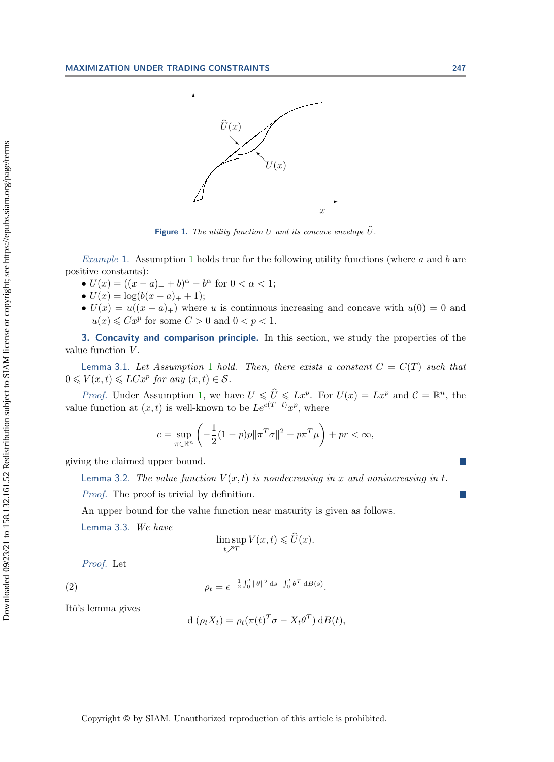Figure 1. *The utility function $U$ and its concave envelope $\widehat{U}$.*

*Example* 1. Assumption 1 holds true for the following utility functions (where $a$ and $b$ are positive constants):

- $U(x) = ((x-a)_+ + b)^\alpha - b^\alpha$ for $0 < \alpha < 1$;
- $U(x) = \log(b(x-a)_+ + 1)$;
- $U(x) = u((x-a)_+)$ where $u$ is continuous increasing and concave with $u(0) = 0$ and $u(x) \leqslant Cx^p$ for some $C > 0$ and $0 < p < 1$.

## 3. Concavity and comparison principle.

In this section, we study the properties of the value function $V$.

**Lemma 3.1.** *Let Assumption 1 hold. Then, there exists a constant $C = C(T)$ such that $0 \leqslant V(x,t) \leqslant LCx^p$ for any $(x,t) \in \mathcal{S}$.*

*Proof.* Under Assumption 1, we have $U \leqslant \widehat{U} \leqslant Lx^p$. For $U(x) = Lx^p$ and $\mathcal{C} = \mathbb{R}^n$, the value function at $(x,t)$ is well-known to be $Le^{c(T-t)}x^p$, where

$$c = \sup_{\pi \in \mathbb{R}^n} \left( -\frac{1}{2}(1-p)p\|\pi^T\sigma\|^2 + p\pi^T\mu \right) + pr < \infty,$$

giving the claimed upper bound. ∎

**Lemma 3.2.** *The value function $V(x,t)$ is nondecreasing in $x$ and nonincreasing in $t$.*

*Proof.* The proof is trivial by definition. ∎

An upper bound for the value function near maturity is given as follows.

**Lemma 3.3.** *We have*

$$\limsup_{t \nearrow T} V(x,t) \leqslant \widehat{U}(x).$$

*Proof.* Let

$$\rho_t = e^{-\frac{1}{2}\int_0^t \|\theta\|^2\,\mathrm{d}s - \int_0^t \theta^T\,\mathrm{d}B(s)}. \tag{2}$$

Itô's lemma gives

$$\mathrm{d}\,(\rho_t X_t) = \rho_t(\pi(t)^T\sigma - X_t\theta^T)\,\mathrm{d}B(t),$$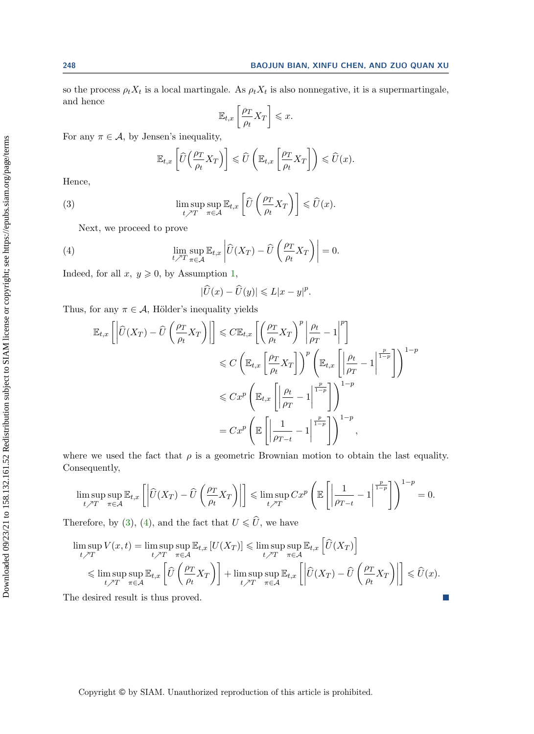so the process $\rho_t X_t$ is a local martingale. As $\rho_t X_t$ is also nonnegative, it is a supermartingale, and hence

$$\mathbb{E}_{t,x}\left[\frac{\rho_T}{\rho_t}X_T\right] \leqslant x.$$

For any $\pi \in \mathcal{A}$, by Jensen's inequality,

$$\mathbb{E}_{t,x}\left[\widehat{U}\Big(\frac{\rho_T}{\rho_t}X_T\Big)\right] \leqslant \widehat{U}\left(\mathbb{E}_{t,x}\left[\frac{\rho_T}{\rho_t}X_T\right]\right) \leqslant \widehat{U}(x).$$

Hence,

$$\limsup_{t\nearrow T}\sup_{\pi\in\mathcal{A}}\mathbb{E}_{t,x}\left[\widehat{U}\left(\frac{\rho_T}{\rho_t}X_T\right)\right] \leqslant \widehat{U}(x). \tag{3}$$

Next, we proceed to prove

$$\lim_{t\nearrow T}\sup_{\pi\in\mathcal{A}}\mathbb{E}_{t,x}\left|\widehat{U}(X_T) - \widehat{U}\left(\frac{\rho_T}{\rho_t}X_T\right)\right| = 0. \tag{4}$$

Indeed, for all $x,\ y \geqslant 0$, by Assumption 1,

$$|\widehat{U}(x) - \widehat{U}(y)| \leqslant L|x-y|^p.$$

Thus, for any $\pi \in \mathcal{A}$, Hölder's inequality yields

$$\begin{aligned}
\mathbb{E}_{t,x}\left[\left|\widehat{U}(X_T) - \widehat{U}\left(\frac{\rho_T}{\rho_t}X_T\right)\right|\right] &\leqslant C\mathbb{E}_{t,x}\left[\left(\frac{\rho_T}{\rho_t}X_T\right)^p\left|\frac{\rho_t}{\rho_T}-1\right|^p\right] \\
&\leqslant C\left(\mathbb{E}_{t,x}\left[\frac{\rho_T}{\rho_t}X_T\right]\right)^p\left(\mathbb{E}_{t,x}\left[\left|\frac{\rho_t}{\rho_T}-1\right|^{\frac{p}{1-p}}\right]\right)^{1-p} \\
&\leqslant Cx^p\left(\mathbb{E}_{t,x}\left[\left|\frac{\rho_t}{\rho_T}-1\right|^{\frac{p}{1-p}}\right]\right)^{1-p} \\
&= Cx^p\left(\mathbb{E}\left[\left|\frac{1}{\rho_{T-t}}-1\right|^{\frac{p}{1-p}}\right]\right)^{1-p},
\end{aligned}$$

where we used the fact that $\rho$ is a geometric Brownian motion to obtain the last equality. Consequently,

$$\limsup_{t\nearrow T}\sup_{\pi\in\mathcal{A}}\mathbb{E}_{t,x}\left[\left|\widehat{U}(X_T) - \widehat{U}\left(\frac{\rho_T}{\rho_t}X_T\right)\right|\right] \leqslant \limsup_{t\nearrow T}Cx^p\left(\mathbb{E}\left[\left|\frac{1}{\rho_{T-t}}-1\right|^{\frac{p}{1-p}}\right]\right)^{1-p} = 0.$$

Therefore, by (3), (4), and the fact that $U \leqslant \widehat{U}$, we have

$$\begin{aligned}
\limsup_{t\nearrow T}V(x,t) &= \limsup_{t\nearrow T}\sup_{\pi\in\mathcal{A}}\mathbb{E}_{t,x}\left[U(X_T)\right] \leqslant \limsup_{t\nearrow T}\sup_{\pi\in\mathcal{A}}\mathbb{E}_{t,x}\left[\widehat{U}(X_T)\right] \\
&\leqslant \limsup_{t\nearrow T}\sup_{\pi\in\mathcal{A}}\mathbb{E}_{t,x}\left[\widehat{U}\left(\frac{\rho_T}{\rho_t}X_T\right)\right] + \limsup_{t\nearrow T}\sup_{\pi\in\mathcal{A}}\mathbb{E}_{t,x}\left[\left|\widehat{U}(X_T) - \widehat{U}\left(\frac{\rho_T}{\rho_t}X_T\right)\right|\right] \leqslant \widehat{U}(x).
\end{aligned}$$

The desired result is thus proved. ∎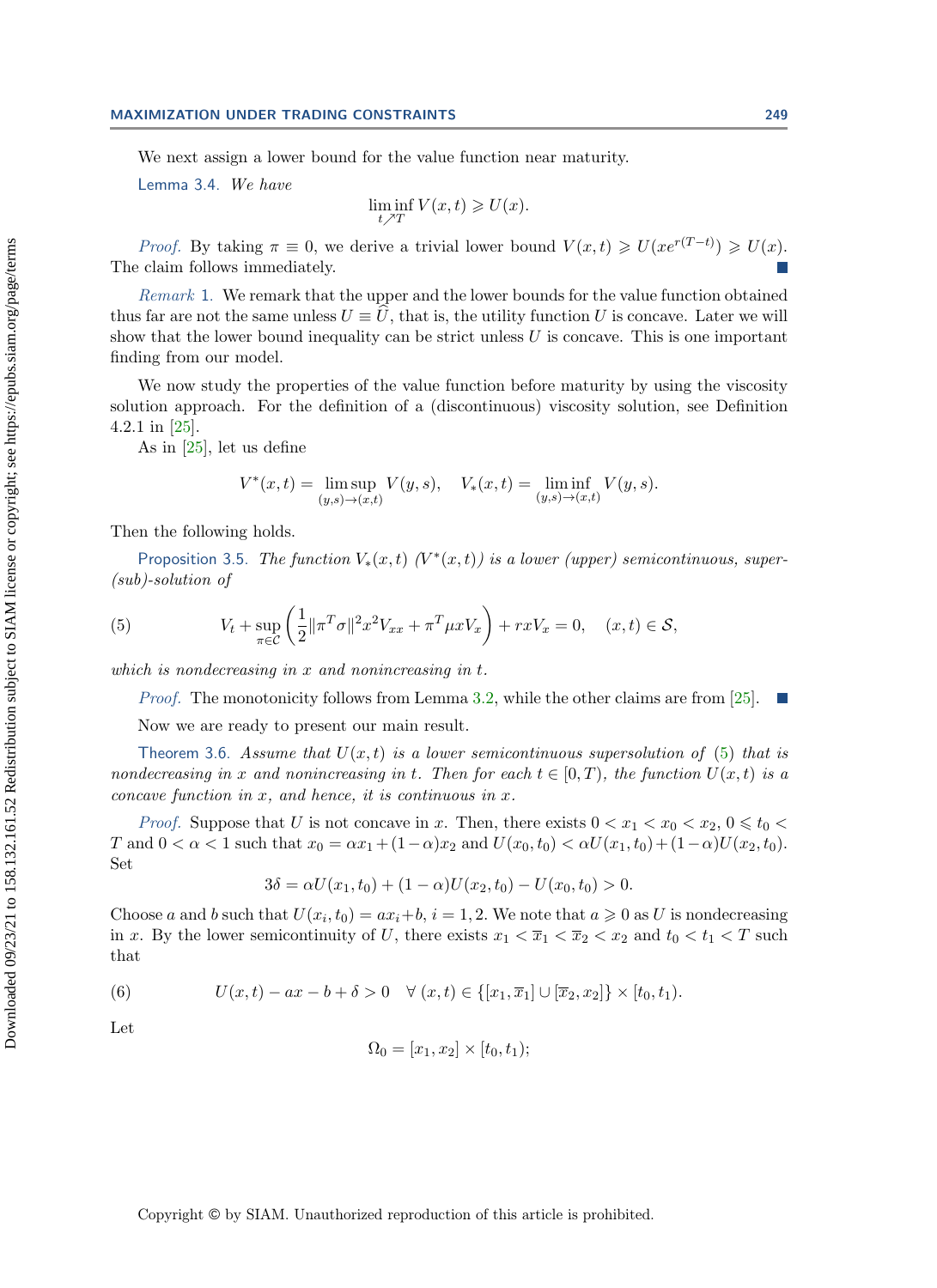We next assign a lower bound for the value function near maturity.

Lemma 3.4. *We have*

$$\liminf_{t\nearrow T} V(x,t) \geqslant U(x).$$

*Proof.* By taking $\pi \equiv 0$, we derive a trivial lower bound $V(x,t) \geqslant U(xe^{r(T-t)}) \geqslant U(x)$. The claim follows immediately. ∎

*Remark* 1. We remark that the upper and the lower bounds for the value function obtained thus far are not the same unless $U \equiv \widehat{U}$, that is, the utility function $U$ is concave. Later we will show that the lower bound inequality can be strict unless $U$ is concave. This is one important finding from our model.

We now study the properties of the value function before maturity by using the viscosity solution approach. For the definition of a (discontinuous) viscosity solution, see Definition 4.2.1 in [25].

As in [25], let us define

$$V^*(x,t) = \limsup_{(y,s)\to(x,t)} V(y,s), \quad V_*(x,t) = \liminf_{(y,s)\to(x,t)} V(y,s).$$

Then the following holds.

Proposition 3.5. *The function $V_*(x,t)$ ($V^*(x,t)$) is a lower (upper) semicontinuous, super-(sub)-solution of*

$$V_t + \sup_{\pi\in\mathcal{C}} \left( \frac{1}{2}\|\pi^T\sigma\|^2 x^2 V_{xx} + \pi^T \mu x V_x \right) + rxV_x = 0, \quad (x,t) \in \mathcal{S}, \tag{5}$$

*which is nondecreasing in $x$ and nonincreasing in $t$.*

*Proof.* The monotonicity follows from Lemma 3.2, while the other claims are from [25]. ∎

Now we are ready to present our main result.

Theorem 3.6. *Assume that $U(x,t)$ is a lower semicontinuous supersolution of (5) that is nondecreasing in $x$ and nonincreasing in $t$. Then for each $t \in [0,T)$, the function $U(x,t)$ is a concave function in $x$, and hence, it is continuous in $x$.*

*Proof.* Suppose that $U$ is not concave in $x$. Then, there exists $0 < x_1 < x_0 < x_2$, $0 \leqslant t_0 < T$ and $0 < \alpha < 1$ such that $x_0 = \alpha x_1 + (1-\alpha)x_2$ and $U(x_0,t_0) < \alpha U(x_1,t_0) + (1-\alpha)U(x_2,t_0)$. Set

$$3\delta = \alpha U(x_1,t_0) + (1-\alpha)U(x_2,t_0) - U(x_0,t_0) > 0.$$

Choose $a$ and $b$ such that $U(x_i,t_0) = ax_i + b$, $i = 1,2$. We note that $a \geqslant 0$ as $U$ is nondecreasing in $x$. By the lower semicontinuity of $U$, there exists $x_1 < \overline{x}_1 < \overline{x}_2 < x_2$ and $t_0 < t_1 < T$ such that

$$U(x,t) - ax - b + \delta > 0 \quad \forall\ (x,t) \in \{[x_1,\overline{x}_1] \cup [\overline{x}_2, x_2]\} \times [t_0,t_1). \tag{6}$$

Let

$$\Omega_0 = [x_1,x_2] \times [t_0,t_1);$$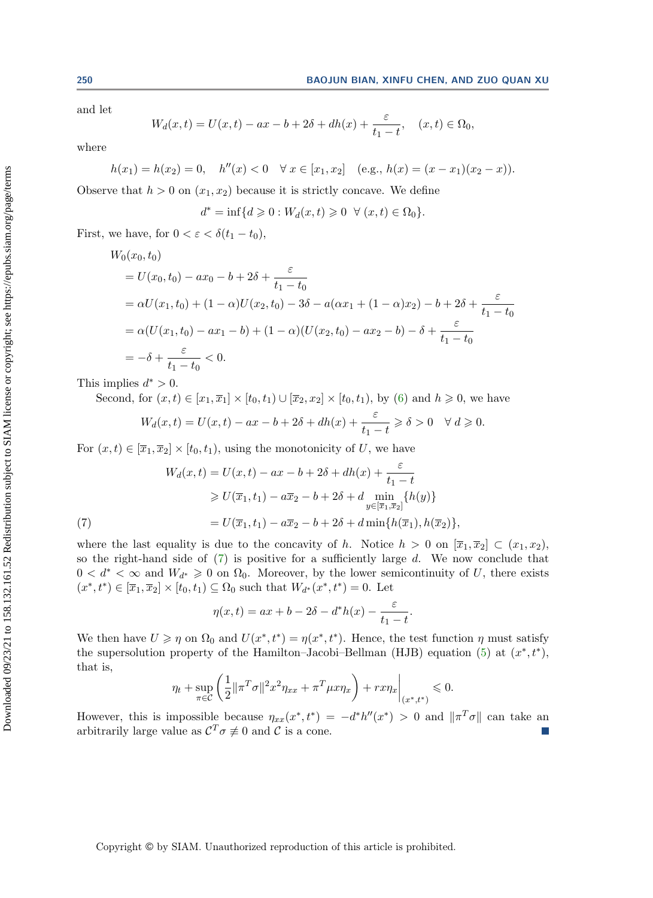and let

$$W_d(x,t) = U(x,t) - ax - b + 2\delta + dh(x) + \frac{\varepsilon}{t_1 - t}, \quad (x,t) \in \Omega_0,$$

where

$$h(x_1) = h(x_2) = 0, \quad h''(x) < 0 \quad \forall\, x \in [x_1, x_2] \quad (\text{e.g., } h(x) = (x - x_1)(x_2 - x)).$$

Observe that $h > 0$ on $(x_1, x_2)$ because it is strictly concave. We define

$$d^* = \inf\{d \geqslant 0 : W_d(x,t) \geqslant 0 \ \ \forall\, (x,t) \in \Omega_0\}.$$

First, we have, for $0 < \varepsilon < \delta(t_1 - t_0)$,

$$\begin{aligned}
&W_0(x_0, t_0)\\
&= U(x_0,t_0) - ax_0 - b + 2\delta + \frac{\varepsilon}{t_1 - t_0}\\
&= \alpha U(x_1, t_0) + (1-\alpha)U(x_2,t_0) - 3\delta - a(\alpha x_1 + (1-\alpha)x_2) - b + 2\delta + \frac{\varepsilon}{t_1 - t_0}\\
&= \alpha(U(x_1,t_0) - ax_1 - b) + (1-\alpha)(U(x_2,t_0) - ax_2 - b) - \delta + \frac{\varepsilon}{t_1 - t_0}\\
&= -\delta + \frac{\varepsilon}{t_1 - t_0} < 0.
\end{aligned}$$

This implies $d^* > 0$.

Second, for $(x,t) \in [x_1, \overline{x}_1] \times [t_0, t_1) \cup [\overline{x}_2, x_2] \times [t_0, t_1)$, by (6) and $h \geqslant 0$, we have

$$W_d(x,t) = U(x,t) - ax - b + 2\delta + dh(x) + \frac{\varepsilon}{t_1 - t} \geqslant \delta > 0 \quad \forall\, d \geqslant 0.$$

For $(x,t) \in [\overline{x}_1, \overline{x}_2] \times [t_0, t_1)$, using the monotonicity of $U$, we have

$$\begin{aligned}
W_d(x,t) &= U(x,t) - ax - b + 2\delta + dh(x) + \frac{\varepsilon}{t_1 - t}\\
&\geqslant U(\overline{x}_1, t_1) - a\overline{x}_2 - b + 2\delta + d \min_{y \in [\overline{x}_1, \overline{x}_2]}\{h(y)\}\\
&= U(\overline{x}_1, t_1) - a\overline{x}_2 - b + 2\delta + d\min\{h(\overline{x}_1), h(\overline{x}_2)\}, \qquad (7)
\end{aligned}$$

where the last equality is due to the concavity of $h$. Notice $h > 0$ on $[\overline{x}_1, \overline{x}_2] \subset (x_1, x_2)$, so the right-hand side of (7) is positive for a sufficiently large $d$. We now conclude that $0 < d^* < \infty$ and $W_{d^*} \geqslant 0$ on $\Omega_0$. Moreover, by the lower semicontinuity of $U$, there exists $(x^*, t^*) \in [\overline{x}_1, \overline{x}_2] \times [t_0, t_1) \subseteq \Omega_0$ such that $W_{d^*}(x^*, t^*) = 0$. Let

$$\eta(x,t) = ax + b - 2\delta - d^* h(x) - \frac{\varepsilon}{t_1 - t}.$$

We then have $U \geqslant \eta$ on $\Omega_0$ and $U(x^*, t^*) = \eta(x^*, t^*)$. Hence, the test function $\eta$ must satisfy the supersolution property of the Hamilton–Jacobi–Bellman (HJB) equation (5) at $(x^*, t^*)$, that is,

$$\eta_t + \sup_{\pi \in \mathcal{C}} \left( \frac{1}{2} \|\pi^T \sigma\|^2 x^2 \eta_{xx} + \pi^T \mu x \eta_x \right) + rx\eta_x \bigg|_{(x^*, t^*)} \leqslant 0.$$

However, this is impossible because $\eta_{xx}(x^*, t^*) = -d^* h''(x^*) > 0$ and $\|\pi^T \sigma\|$ can take an arbitrarily large value as $\mathcal{C}^T \sigma \not\equiv 0$ and $\mathcal{C}$ is a cone. ∎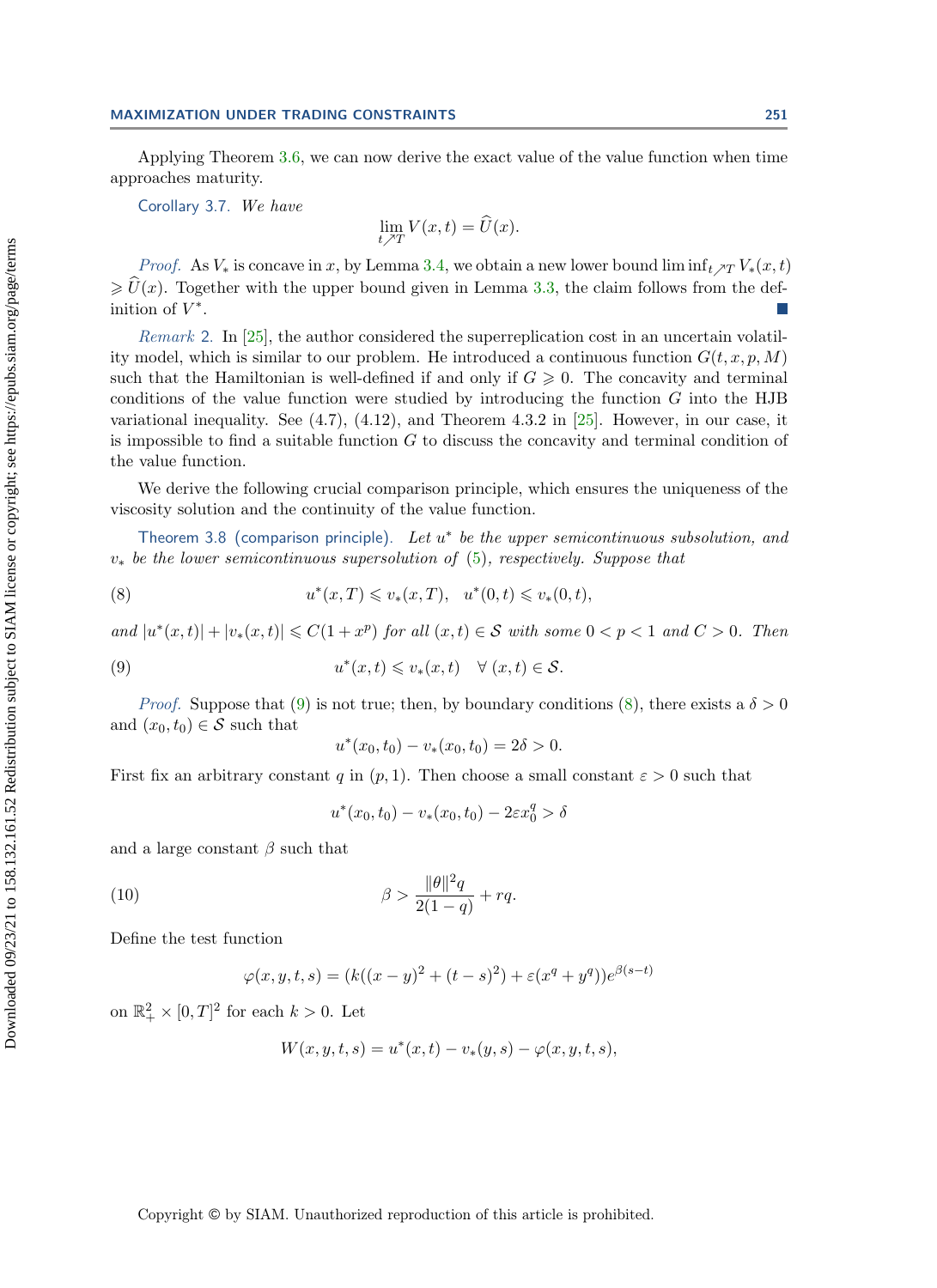Applying Theorem 3.6, we can now derive the exact value of the value function when time approaches maturity.

Corollary 3.7. *We have*

$$\lim_{t \nearrow T} V(x,t) = \widehat{U}(x).$$

*Proof.* As $V_*$ is concave in $x$, by Lemma 3.4, we obtain a new lower bound $\liminf_{t \nearrow T} V_*(x,t) \geqslant \widehat{U}(x)$. Together with the upper bound given in Lemma 3.3, the claim follows from the definition of $V^*$. ∎

*Remark* 2. In [25], the author considered the superreplication cost in an uncertain volatility model, which is similar to our problem. He introduced a continuous function $G(t,x,p,M)$ such that the Hamiltonian is well-defined if and only if $G \geqslant 0$. The concavity and terminal conditions of the value function were studied by introducing the function $G$ into the HJB variational inequality. See (4.7), (4.12), and Theorem 4.3.2 in [25]. However, in our case, it is impossible to find a suitable function $G$ to discuss the concavity and terminal condition of the value function.

We derive the following crucial comparison principle, which ensures the uniqueness of the viscosity solution and the continuity of the value function.

Theorem 3.8 (comparison principle). *Let $u^*$ be the upper semicontinuous subsolution, and $v_*$ be the lower semicontinuous supersolution of (5), respectively. Suppose that*

$$u^*(x,T) \leqslant v_*(x,T), \quad u^*(0,t) \leqslant v_*(0,t), \tag{8}$$

*and $|u^*(x,t)| + |v_*(x,t)| \leqslant C(1+x^p)$ for all $(x,t) \in \mathcal{S}$ with some $0 < p < 1$ and $C > 0$. Then*

$$u^*(x,t) \leqslant v_*(x,t) \quad \forall\, (x,t) \in \mathcal{S}. \tag{9}$$

*Proof.* Suppose that (9) is not true; then, by boundary conditions (8), there exists a $\delta > 0$ and $(x_0,t_0) \in \mathcal{S}$ such that

$$u^*(x_0,t_0) - v_*(x_0,t_0) = 2\delta > 0.$$

First fix an arbitrary constant $q$ in $(p,1)$. Then choose a small constant $\varepsilon > 0$ such that

$$u^*(x_0,t_0) - v_*(x_0,t_0) - 2\varepsilon x_0^q > \delta$$

and a large constant $\beta$ such that

$$\beta > \frac{\|\theta\|^2 q}{2(1-q)} + rq. \tag{10}$$

Define the test function

$$\varphi(x,y,t,s) = (k((x-y)^2 + (t-s)^2) + \varepsilon(x^q + y^q))e^{\beta(s-t)}$$

on $\mathbb{R}_+^2 \times [0,T]^2$ for each $k > 0$. Let

$$W(x,y,t,s) = u^*(x,t) - v_*(y,s) - \varphi(x,y,t,s),$$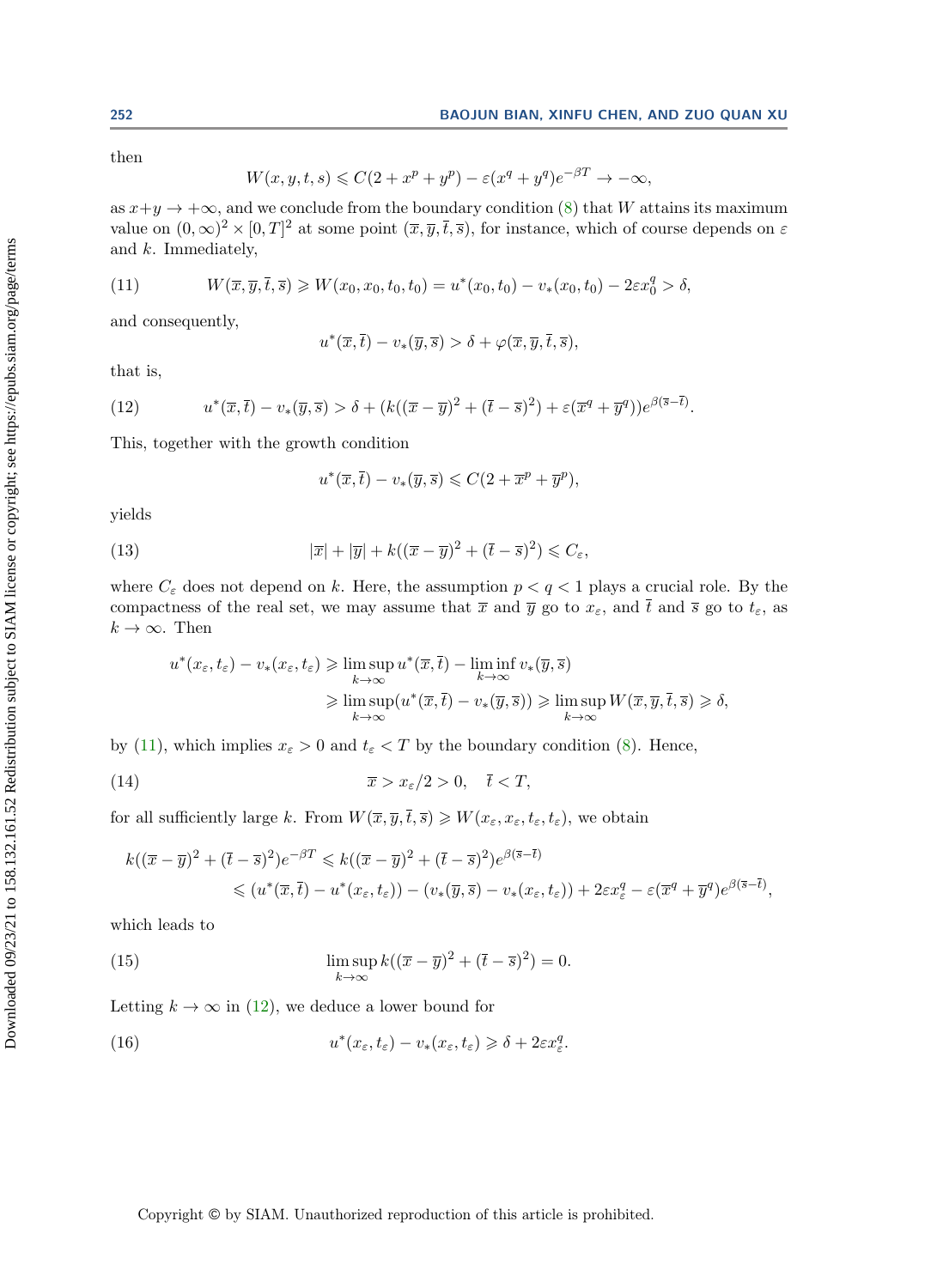then

$$W(x, y, t, s) \leqslant C(2 + x^p + y^p) - \varepsilon(x^q + y^q)e^{-\beta T} \to -\infty,$$

as $x+y \to +\infty$, and we conclude from the boundary condition (8) that $W$ attains its maximum value on $(0,\infty)^2 \times [0,T]^2$ at some point $(\overline{x}, \overline{y}, \overline{t}, \overline{s})$, for instance, which of course depends on $\varepsilon$ and $k$. Immediately,

$$W(\overline{x}, \overline{y}, \overline{t}, \overline{s}) \geqslant W(x_0, x_0, t_0, t_0) = u^*(x_0, t_0) - v_*(x_0, t_0) - 2\varepsilon x_0^q > \delta, \tag{11}$$

and consequently,

$$u^*(\overline{x}, \overline{t}) - v_*(\overline{y}, \overline{s}) > \delta + \varphi(\overline{x}, \overline{y}, \overline{t}, \overline{s}),$$

that is,

$$u^*(\overline{x}, \overline{t}) - v_*(\overline{y}, \overline{s}) > \delta + (k((\overline{x} - \overline{y})^2 + (\overline{t} - \overline{s})^2) + \varepsilon(\overline{x}^q + \overline{y}^q))e^{\beta(\overline{s} - \overline{t})}. \tag{12}$$

This, together with the growth condition

$$u^*(\overline{x}, \overline{t}) - v_*(\overline{y}, \overline{s}) \leqslant C(2 + \overline{x}^p + \overline{y}^p),$$

yields

$$|\overline{x}| + |\overline{y}| + k((\overline{x} - \overline{y})^2 + (\overline{t} - \overline{s})^2) \leqslant C_\varepsilon, \tag{13}$$

where $C_\varepsilon$ does not depend on $k$. Here, the assumption $p < q < 1$ plays a crucial role. By the compactness of the real set, we may assume that $\overline{x}$ and $\overline{y}$ go to $x_\varepsilon$, and $\overline{t}$ and $\overline{s}$ go to $t_\varepsilon$, as $k \to \infty$. Then

$$\begin{aligned} u^*(x_\varepsilon, t_\varepsilon) - v_*(x_\varepsilon, t_\varepsilon) &\geqslant \limsup_{k\to\infty} u^*(\overline{x}, \overline{t}) - \liminf_{k\to\infty} v_*(\overline{y}, \overline{s}) \\ &\geqslant \limsup_{k\to\infty} (u^*(\overline{x}, \overline{t}) - v_*(\overline{y}, \overline{s})) \geqslant \limsup_{k\to\infty} W(\overline{x}, \overline{y}, \overline{t}, \overline{s}) \geqslant \delta, \end{aligned}$$

by (11), which implies $x_\varepsilon > 0$ and $t_\varepsilon < T$ by the boundary condition (8). Hence,

$$\overline{x} > x_\varepsilon/2 > 0, \quad \overline{t} < T, \tag{14}$$

for all sufficiently large $k$. From $W(\overline{x}, \overline{y}, \overline{t}, \overline{s}) \geqslant W(x_\varepsilon, x_\varepsilon, t_\varepsilon, t_\varepsilon)$, we obtain

$$\begin{aligned} k((\overline{x} - \overline{y})^2 + (\overline{t} - \overline{s})^2)e^{-\beta T} &\leqslant k((\overline{x} - \overline{y})^2 + (\overline{t} - \overline{s})^2)e^{\beta(\overline{s} - \overline{t})} \\ &\leqslant (u^*(\overline{x}, \overline{t}) - u^*(x_\varepsilon, t_\varepsilon)) - (v_*(\overline{y}, \overline{s}) - v_*(x_\varepsilon, t_\varepsilon)) + 2\varepsilon x_\varepsilon^q - \varepsilon(\overline{x}^q + \overline{y}^q)e^{\beta(\overline{s} - \overline{t})}, \end{aligned}$$

which leads to

$$\limsup_{k\to\infty} k((\overline{x} - \overline{y})^2 + (\overline{t} - \overline{s})^2) = 0. \tag{15}$$

Letting $k \to \infty$ in (12), we deduce a lower bound for

$$u^*(x_\varepsilon, t_\varepsilon) - v_*(x_\varepsilon, t_\varepsilon) \geqslant \delta + 2\varepsilon x_\varepsilon^q. \tag{16}$$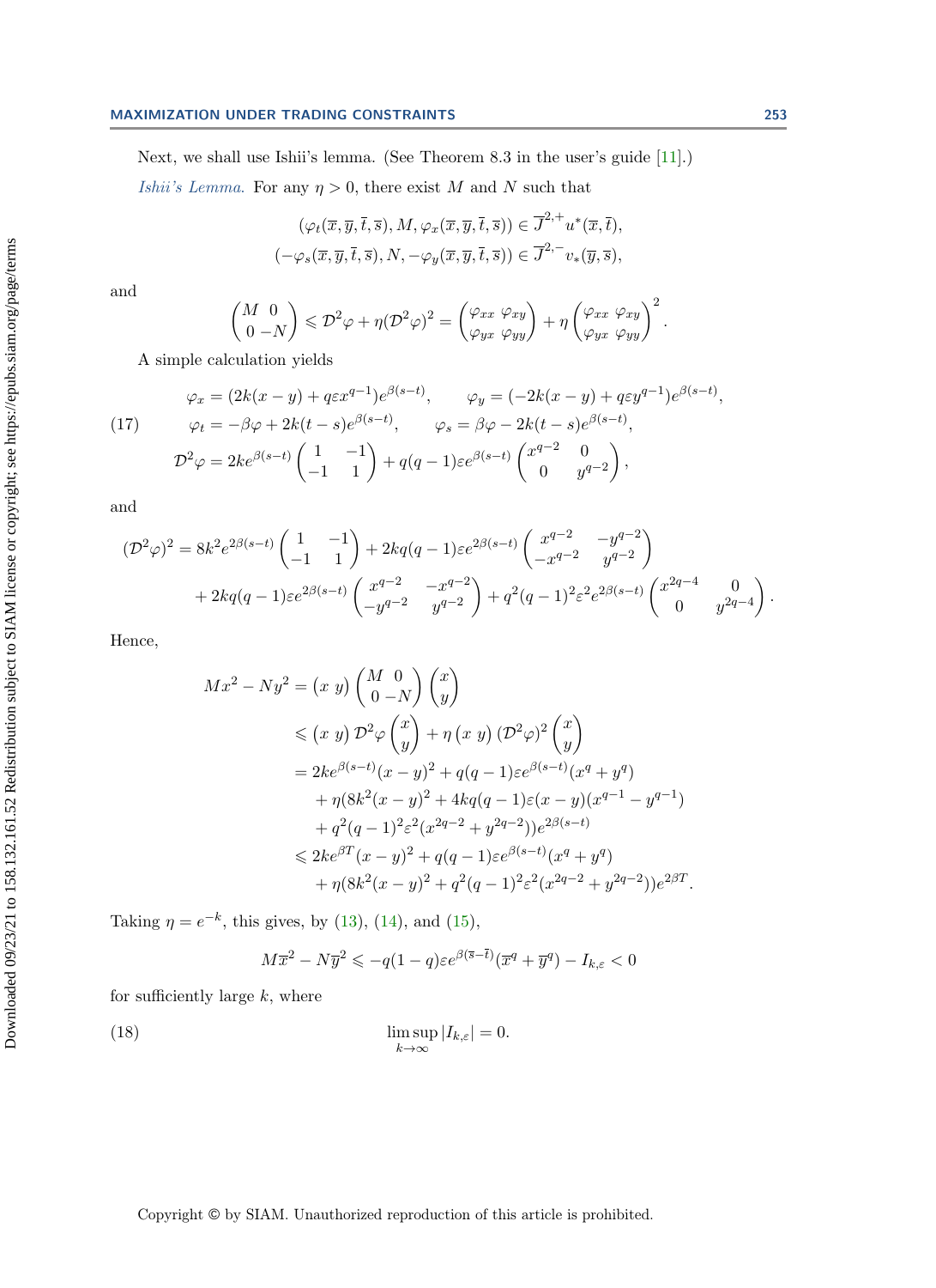Next, we shall use Ishii's lemma. (See Theorem 8.3 in the user's guide [11].)

*Ishii's Lemma.* For any $\eta > 0$, there exist $M$ and $N$ such that

$$
(\varphi_t(\overline{x},\overline{y},\overline{t},\overline{s}), M, \varphi_x(\overline{x},\overline{y},\overline{t},\overline{s})) \in \overline{J}^{2,+}u^*(\overline{x},\overline{t}),
$$
$$
(-\varphi_s(\overline{x},\overline{y},\overline{t},\overline{s}), N, -\varphi_y(\overline{x},\overline{y},\overline{t},\overline{s})) \in \overline{J}^{2,-}v_*(\overline{y},\overline{s}),
$$

and

$$
\begin{pmatrix} M & 0 \\ 0 & -N \end{pmatrix} \leqslant \mathcal{D}^2\varphi + \eta(\mathcal{D}^2\varphi)^2 = \begin{pmatrix} \varphi_{xx} & \varphi_{xy} \\ \varphi_{yx} & \varphi_{yy} \end{pmatrix} + \eta \begin{pmatrix} \varphi_{xx} & \varphi_{xy} \\ \varphi_{yx} & \varphi_{yy} \end{pmatrix}^2 .
$$

A simple calculation yields

$$
\begin{aligned}
&\varphi_x = (2k(x-y) + q\varepsilon x^{q-1})e^{\beta(s-t)}, \qquad \varphi_y = (-2k(x-y) + q\varepsilon y^{q-1})e^{\beta(s-t)}, \\
&\varphi_t = -\beta\varphi + 2k(t-s)e^{\beta(s-t)}, \qquad \varphi_s = \beta\varphi - 2k(t-s)e^{\beta(s-t)}, \\
&\mathcal{D}^2\varphi = 2ke^{\beta(s-t)}\begin{pmatrix} 1 & -1 \\ -1 & 1 \end{pmatrix} + q(q-1)\varepsilon e^{\beta(s-t)}\begin{pmatrix} x^{q-2} & 0 \\ 0 & y^{q-2} \end{pmatrix},
\end{aligned} \tag{17}
$$

and

$$
\begin{aligned}
(\mathcal{D}^2\varphi)^2 = {} & 8k^2e^{2\beta(s-t)}\begin{pmatrix} 1 & -1 \\ -1 & 1 \end{pmatrix} + 2kq(q-1)\varepsilon e^{2\beta(s-t)}\begin{pmatrix} x^{q-2} & -y^{q-2} \\ -x^{q-2} & y^{q-2} \end{pmatrix} \\
& + 2kq(q-1)\varepsilon e^{2\beta(s-t)}\begin{pmatrix} x^{q-2} & -x^{q-2} \\ -y^{q-2} & y^{q-2} \end{pmatrix} + q^2(q-1)^2\varepsilon^2 e^{2\beta(s-t)}\begin{pmatrix} x^{2q-4} & 0 \\ 0 & y^{2q-4} \end{pmatrix}.
\end{aligned}
$$

Hence,

$$
\begin{aligned}
Mx^2 - Ny^2 &= \begin{pmatrix} x & y \end{pmatrix}\begin{pmatrix} M & 0 \\ 0 & -N \end{pmatrix}\begin{pmatrix} x \\ y \end{pmatrix} \\
&\leqslant \begin{pmatrix} x & y \end{pmatrix}\mathcal{D}^2\varphi\begin{pmatrix} x \\ y \end{pmatrix} + \eta\begin{pmatrix} x & y \end{pmatrix}(\mathcal{D}^2\varphi)^2\begin{pmatrix} x \\ y \end{pmatrix} \\
&= 2ke^{\beta(s-t)}(x-y)^2 + q(q-1)\varepsilon e^{\beta(s-t)}(x^q + y^q) \\
&\quad + \eta(8k^2(x-y)^2 + 4kq(q-1)\varepsilon(x-y)(x^{q-1} - y^{q-1}) \\
&\quad + q^2(q-1)^2\varepsilon^2(x^{2q-2} + y^{2q-2}))e^{2\beta(s-t)} \\
&\leqslant 2ke^{\beta T}(x-y)^2 + q(q-1)\varepsilon e^{\beta(s-t)}(x^q + y^q) \\
&\quad + \eta(8k^2(x-y)^2 + q^2(q-1)^2\varepsilon^2(x^{2q-2} + y^{2q-2}))e^{2\beta T}.
\end{aligned}
$$

Taking $\eta = e^{-k}$, this gives, by (13), (14), and (15),

$$
M\overline{x}^2 - N\overline{y}^2 \leqslant -q(1-q)\varepsilon e^{\beta(\overline{s}-\overline{t})}(\overline{x}^q + \overline{y}^q) - I_{k,\varepsilon} < 0
$$

for sufficiently large $k$, where

$$
\limsup_{k\to\infty} |I_{k,\varepsilon}| = 0. \tag{18}
$$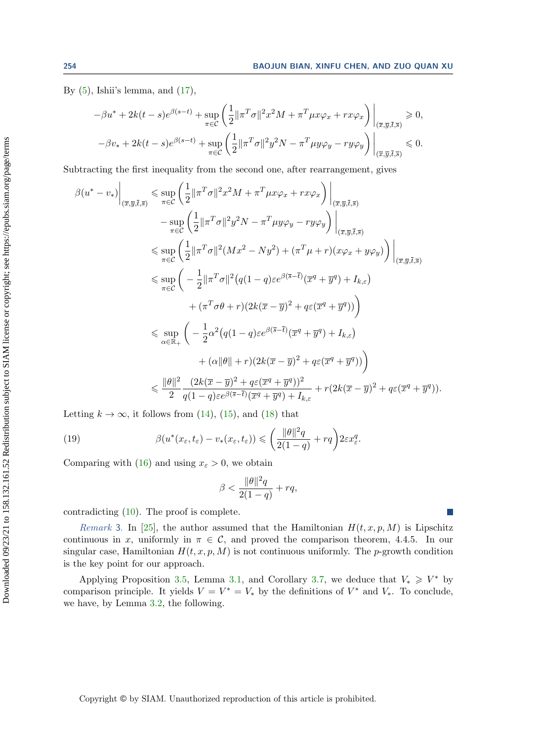By (5), Ishii's lemma, and (17),

$$-\beta u^* + 2k(t-s)e^{\beta(s-t)} + \sup_{\pi\in\mathcal{C}}\left(\frac{1}{2}\|\pi^T\sigma\|^2 x^2 M + \pi^T\mu x\varphi_x + rx\varphi_x\right)\Big|_{(\overline{x},\overline{y},\overline{t},\overline{s})} \geqslant 0,$$

$$-\beta v_* + 2k(t-s)e^{\beta(s-t)} + \sup_{\pi\in\mathcal{C}}\left(\frac{1}{2}\|\pi^T\sigma\|^2 y^2 N - \pi^T\mu y\varphi_y - ry\varphi_y\right)\Big|_{(\overline{x},\overline{y},\overline{t},\overline{s})} \leqslant 0.$$

Subtracting the first inequality from the second one, after rearrangement, gives

$$\begin{aligned}
\beta(u^*-v_*)\Big|_{(\overline{x},\overline{y},\overline{t},\overline{s})} &\leqslant \sup_{\pi\in\mathcal{C}}\left(\frac{1}{2}\|\pi^T\sigma\|^2 x^2 M + \pi^T\mu x\varphi_x + rx\varphi_x\right)\Big|_{(\overline{x},\overline{y},\overline{t},\overline{s})} \\
&\quad - \sup_{\pi\in\mathcal{C}}\left(\frac{1}{2}\|\pi^T\sigma\|^2 y^2 N - \pi^T\mu y\varphi_y - ry\varphi_y\right)\Big|_{(\overline{x},\overline{y},\overline{t},\overline{s})} \\
&\leqslant \sup_{\pi\in\mathcal{C}}\left(\frac{1}{2}\|\pi^T\sigma\|^2(Mx^2-Ny^2) + (\pi^T\mu + r)(x\varphi_x + y\varphi_y)\right)\Big|_{(\overline{x},\overline{y},\overline{t},\overline{s})} \\
&\leqslant \sup_{\pi\in\mathcal{C}}\bigg(-\frac{1}{2}\|\pi^T\sigma\|^2\big(q(1-q)\varepsilon e^{\beta(\overline{s}-\overline{t})}(\overline{x}^q+\overline{y}^q) + I_{k,\varepsilon}\big) \\
&\qquad\qquad + (\pi^T\sigma\theta + r)(2k(\overline{x}-\overline{y})^2 + q\varepsilon(\overline{x}^q+\overline{y}^q))\bigg) \\
&\leqslant \sup_{\alpha\in\mathbb{R}_+}\bigg(-\frac{1}{2}\alpha^2\big(q(1-q)\varepsilon e^{\beta(\overline{s}-\overline{t})}(\overline{x}^q+\overline{y}^q) + I_{k,\varepsilon}\big) \\
&\qquad\qquad + (\alpha\|\theta\| + r)(2k(\overline{x}-\overline{y})^2 + q\varepsilon(\overline{x}^q+\overline{y}^q))\bigg) \\
&\leqslant \frac{\|\theta\|^2}{2}\frac{(2k(\overline{x}-\overline{y})^2 + q\varepsilon(\overline{x}^q+\overline{y}^q))^2}{q(1-q)\varepsilon e^{\beta(\overline{s}-\overline{t})}(\overline{x}^q+\overline{y}^q) + I_{k,\varepsilon}} + r(2k(\overline{x}-\overline{y})^2 + q\varepsilon(\overline{x}^q+\overline{y}^q)).
\end{aligned}$$

Letting $k\to\infty$, it follows from (14), (15), and (18) that

$$\beta(u^*(x_\varepsilon,t_\varepsilon) - v_*(x_\varepsilon,t_\varepsilon)) \leqslant \left(\frac{\|\theta\|^2 q}{2(1-q)} + rq\right)2\varepsilon x_\varepsilon^q. \tag{19}$$

Comparing with (16) and using $x_\varepsilon > 0$, we obtain

$$\beta < \frac{\|\theta\|^2 q}{2(1-q)} + rq,$$

contradicting (10). The proof is complete. ∎

*Remark* 3. In [25], the author assumed that the Hamiltonian $H(t,x,p,M)$ is Lipschitz continuous in $x$, uniformly in $\pi\in\mathcal{C}$, and proved the comparison theorem, 4.4.5. In our singular case, Hamiltonian $H(t,x,p,M)$ is not continuous uniformly. The $p$-growth condition is the key point for our approach.

Applying Proposition 3.5, Lemma 3.1, and Corollary 3.7, we deduce that $V_* \geqslant V^*$ by comparison principle. It yields $V = V^* = V_*$ by the definitions of $V^*$ and $V_*$. To conclude, we have, by Lemma 3.2, the following.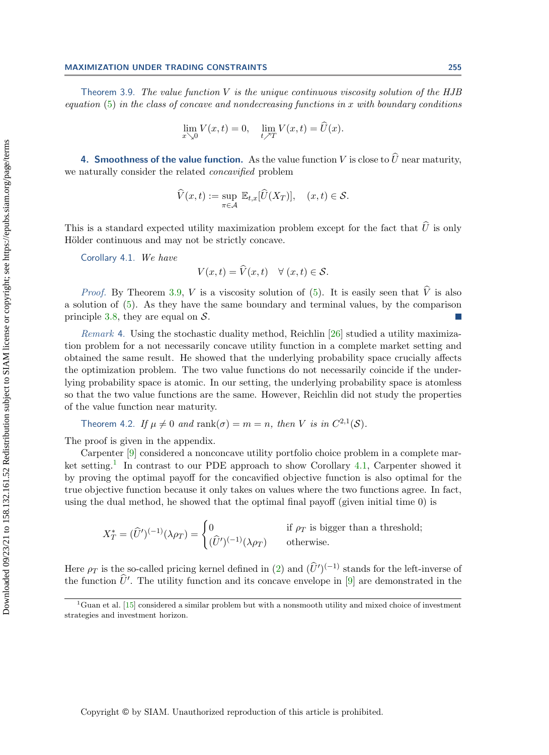Theorem 3.9. *The value function $V$ is the unique continuous viscosity solution of the HJB equation (5) in the class of concave and nondecreasing functions in $x$ with boundary conditions*

$$\lim_{x \searrow 0} V(x,t) = 0, \quad \lim_{t \nearrow T} V(x,t) = \widehat{U}(x).$$

## 4. Smoothness of the value function.

As the value function $V$ is close to $\widehat{U}$ near maturity, we naturally consider the related *concavified* problem

$$\widehat{V}(x,t) := \sup_{\pi \in \mathcal{A}} \mathbb{E}_{t,x}[\widehat{U}(X_T)], \quad (x,t) \in \mathcal{S}.$$

This is a standard expected utility maximization problem except for the fact that $\widehat{U}$ is only Hölder continuous and may not be strictly concave.

Corollary 4.1. *We have*

$$V(x,t) = \widehat{V}(x,t) \quad \forall\, (x,t) \in \mathcal{S}.$$

*Proof.* By Theorem 3.9, $V$ is a viscosity solution of (5). It is easily seen that $\widehat{V}$ is also a solution of (5). As they have the same boundary and terminal values, by the comparison principle 3.8, they are equal on $\mathcal{S}$. ∎

*Remark* 4. Using the stochastic duality method, Reichlin [26] studied a utility maximization problem for a not necessarily concave utility function in a complete market setting and obtained the same result. He showed that the underlying probability space crucially affects the optimization problem. The two value functions do not necessarily coincide if the underlying probability space is atomic. In our setting, the underlying probability space is atomless so that the two value functions are the same. However, Reichlin did not study the properties of the value function near maturity.

Theorem 4.2. *If $\mu \neq 0$ and $\operatorname{rank}(\sigma) = m = n$, then $V$ is in $C^{2,1}(\mathcal{S})$.*

The proof is given in the appendix.

Carpenter [9] considered a nonconcave utility portfolio choice problem in a complete market setting.[1] In contrast to our PDE approach to show Corollary 4.1, Carpenter showed it by proving the optimal payoff for the concavified objective function is also optimal for the true objective function because it only takes on values where the two functions agree. In fact, using the dual method, he showed that the optimal final payoff (given initial time 0) is

$$X_T^* = (\widehat{U}')^{(-1)}(\lambda \rho_T) = \begin{cases} 0 & \text{if } \rho_T \text{ is bigger than a threshold;} \\ (\widehat{U}')^{(-1)}(\lambda \rho_T) & \text{otherwise.} \end{cases}$$

Here $\rho_T$ is the so-called pricing kernel defined in (2) and $(\widehat{U}')^{(-1)}$ stands for the left-inverse of the function $\widehat{U}'$. The utility function and its concave envelope in [9] are demonstrated in the

[1] Guan et al. [15] considered a similar problem but with a nonsmooth utility and mixed choice of investment strategies and investment horizon.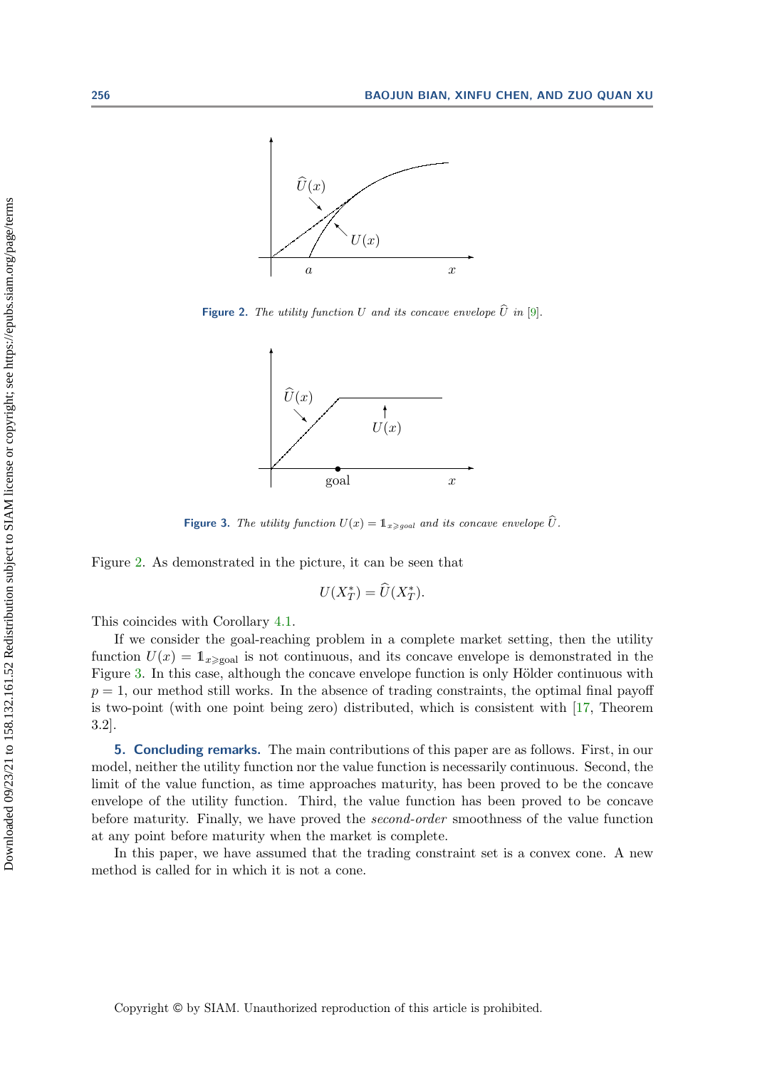Figure 2. *The utility function $U$ and its concave envelope $\widehat{U}$ in* [9].

Figure 3. *The utility function $U(x) = \mathbb{1}_{x \geqslant goal}$ and its concave envelope $\widehat{U}$.*

Figure 2. As demonstrated in the picture, it can be seen that

$$U(X_T^*) = \widehat{U}(X_T^*).$$

This coincides with Corollary 4.1.

If we consider the goal-reaching problem in a complete market setting, then the utility function $U(x) = \mathbb{1}_{x \geqslant \text{goal}}$ is not continuous, and its concave envelope is demonstrated in the Figure 3. In this case, although the concave envelope function is only Hölder continuous with $p = 1$, our method still works. In the absence of trading constraints, the optimal final payoff is two-point (with one point being zero) distributed, which is consistent with [17, Theorem 3.2].

## 5. Concluding remarks.

The main contributions of this paper are as follows. First, in our model, neither the utility function nor the value function is necessarily continuous. Second, the limit of the value function, as time approaches maturity, has been proved to be the concave envelope of the utility function. Third, the value function has been proved to be concave before maturity. Finally, we have proved the *second-order* smoothness of the value function at any point before maturity when the market is complete.

In this paper, we have assumed that the trading constraint set is a convex cone. A new method is called for in which it is not a cone.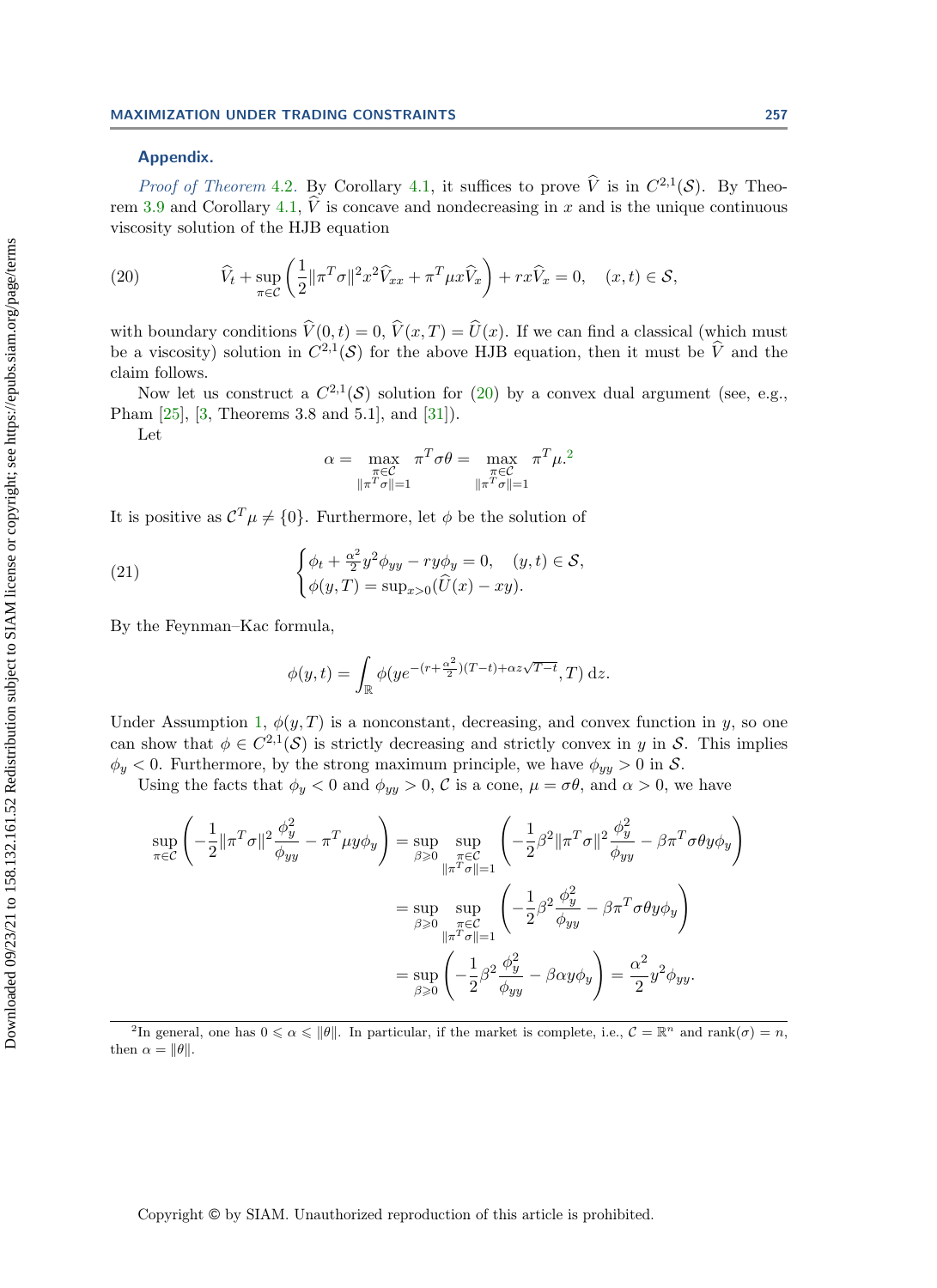## Appendix.

*Proof of Theorem* 4.2. By Corollary 4.1, it suffices to prove $\widehat{V}$ is in $C^{2,1}(\mathcal{S})$. By Theorem 3.9 and Corollary 4.1, $\widehat{V}$ is concave and nondecreasing in $x$ and is the unique continuous viscosity solution of the HJB equation

$$\widehat{V}_t + \sup_{\pi\in\mathcal{C}}\left(\frac{1}{2}\|\pi^T\sigma\|^2 x^2 \widehat{V}_{xx} + \pi^T\mu x \widehat{V}_x\right) + rx\widehat{V}_x = 0, \quad (x,t)\in\mathcal{S}, \tag{20}$$

with boundary conditions $\widehat{V}(0,t)=0$, $\widehat{V}(x,T)=\widehat{U}(x)$. If we can find a classical (which must be a viscosity) solution in $C^{2,1}(\mathcal{S})$ for the above HJB equation, then it must be $\widehat{V}$ and the claim follows.

Now let us construct a $C^{2,1}(\mathcal{S})$ solution for (20) by a convex dual argument (see, e.g., Pham [25], [3, Theorems 3.8 and 5.1], and [31]).

Let

$$\alpha = \max_{\substack{\pi\in\mathcal{C}\\ \|\pi^T\sigma\|=1}} \pi^T\sigma\theta = \max_{\substack{\pi\in\mathcal{C}\\ \|\pi^T\sigma\|=1}} \pi^T\mu.\text{[2]}$$

It is positive as $\mathcal{C}^T\mu \neq \{0\}$. Furthermore, let $\phi$ be the solution of

$$\begin{cases} \phi_t + \frac{\alpha^2}{2}y^2\phi_{yy} - ry\phi_y = 0, \quad (y,t)\in\mathcal{S}, \\ \phi(y,T) = \sup_{x>0}(\widehat{U}(x) - xy). \end{cases} \tag{21}$$

By the Feynman–Kac formula,

$$\phi(y,t) = \int_{\mathbb{R}} \phi(ye^{-(r+\frac{\alpha^2}{2})(T-t)+\alpha z\sqrt{T-t}}, T)\,\mathrm{d}z.$$

Under Assumption 1, $\phi(y,T)$ is a nonconstant, decreasing, and convex function in $y$, so one can show that $\phi\in C^{2,1}(\mathcal{S})$ is strictly decreasing and strictly convex in $y$ in $\mathcal{S}$. This implies $\phi_y<0$. Furthermore, by the strong maximum principle, we have $\phi_{yy}>0$ in $\mathcal{S}$.

Using the facts that $\phi_y<0$ and $\phi_{yy}>0$, $\mathcal{C}$ is a cone, $\mu=\sigma\theta$, and $\alpha>0$, we have

$$\begin{aligned}
\sup_{\pi\in\mathcal{C}}\left(-\frac{1}{2}\|\pi^T\sigma\|^2\frac{\phi_y^2}{\phi_{yy}} - \pi^T\mu y\phi_y\right) &= \sup_{\beta\geqslant 0}\sup_{\substack{\pi\in\mathcal{C}\\ \|\pi^T\sigma\|=1}}\left(-\frac{1}{2}\beta^2\|\pi^T\sigma\|^2\frac{\phi_y^2}{\phi_{yy}} - \beta\pi^T\sigma\theta y\phi_y\right)\\
&= \sup_{\beta\geqslant 0}\sup_{\substack{\pi\in\mathcal{C}\\ \|\pi^T\sigma\|=1}}\left(-\frac{1}{2}\beta^2\frac{\phi_y^2}{\phi_{yy}} - \beta\pi^T\sigma\theta y\phi_y\right)\\
&= \sup_{\beta\geqslant 0}\left(-\frac{1}{2}\beta^2\frac{\phi_y^2}{\phi_{yy}} - \beta\alpha y\phi_y\right) = \frac{\alpha^2}{2}y^2\phi_{yy}.
\end{aligned}$$

[2] In general, one has $0\leqslant\alpha\leqslant\|\theta\|$. In particular, if the market is complete, i.e., $\mathcal{C}=\mathbb{R}^n$ and $\operatorname{rank}(\sigma)=n$, then $\alpha=\|\theta\|$.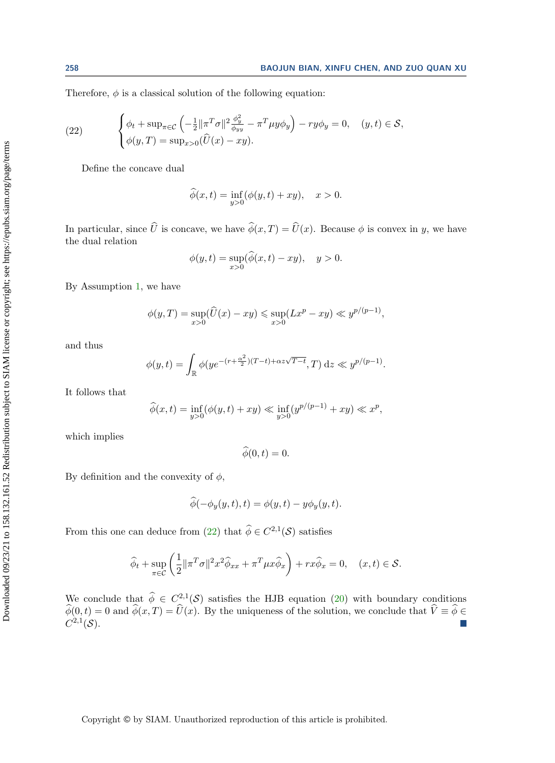Therefore, $\phi$ is a classical solution of the following equation:

$$
\begin{cases} \phi_t + \sup_{\pi\in\mathcal{C}} \left( -\frac{1}{2}\|\pi^T\sigma\|^2 \frac{\phi_y^2}{\phi_{yy}} - \pi^T\mu y \phi_y \right) - ry\phi_y = 0, \quad (y,t)\in\mathcal{S}, \\ \phi(y,T) = \sup_{x>0}(\widehat{U}(x) - xy). \end{cases} \tag{22}
$$

Define the concave dual

$$
\widehat{\phi}(x,t) = \inf_{y>0}(\phi(y,t) + xy), \quad x>0.
$$

In particular, since $\widehat{U}$ is concave, we have $\widehat{\phi}(x,T) = \widehat{U}(x)$. Because $\phi$ is convex in $y$, we have the dual relation

$$
\phi(y,t) = \sup_{x>0}(\widehat{\phi}(x,t) - xy), \quad y>0.
$$

By Assumption 1, we have

$$
\phi(y,T) = \sup_{x>0}(\widehat{U}(x) - xy) \leqslant \sup_{x>0}(Lx^p - xy) \ll y^{p/(p-1)},
$$

and thus

$$
\phi(y,t) = \int_{\mathbb{R}} \phi(ye^{-(r+\frac{\alpha^2}{2})(T-t)+\alpha z\sqrt{T-t}}, T)\,\mathrm{d}z \ll y^{p/(p-1)}.
$$

It follows that

$$
\widehat{\phi}(x,t) = \inf_{y>0}(\phi(y,t) + xy) \ll \inf_{y>0}(y^{p/(p-1)} + xy) \ll x^p,
$$

which implies

$$
\widehat{\phi}(0,t) = 0.
$$

By definition and the convexity of $\phi$,

$$
\widehat{\phi}(-\phi_y(y,t),t) = \phi(y,t) - y\phi_y(y,t).
$$

From this one can deduce from (22) that $\widehat{\phi} \in C^{2,1}(\mathcal{S})$ satisfies

$$
\widehat{\phi}_t + \sup_{\pi\in\mathcal{C}} \left( \frac{1}{2}\|\pi^T\sigma\|^2 x^2 \widehat{\phi}_{xx} + \pi^T\mu x \widehat{\phi}_x \right) + rx\widehat{\phi}_x = 0, \quad (x,t)\in\mathcal{S}.
$$

We conclude that $\widehat{\phi} \in C^{2,1}(\mathcal{S})$ satisfies the HJB equation (20) with boundary conditions $\widehat{\phi}(0,t) = 0$ and $\widehat{\phi}(x,T) = \widehat{U}(x)$. By the uniqueness of the solution, we conclude that $\widehat{V} \equiv \widehat{\phi} \in C^{2,1}(\mathcal{S})$. ∎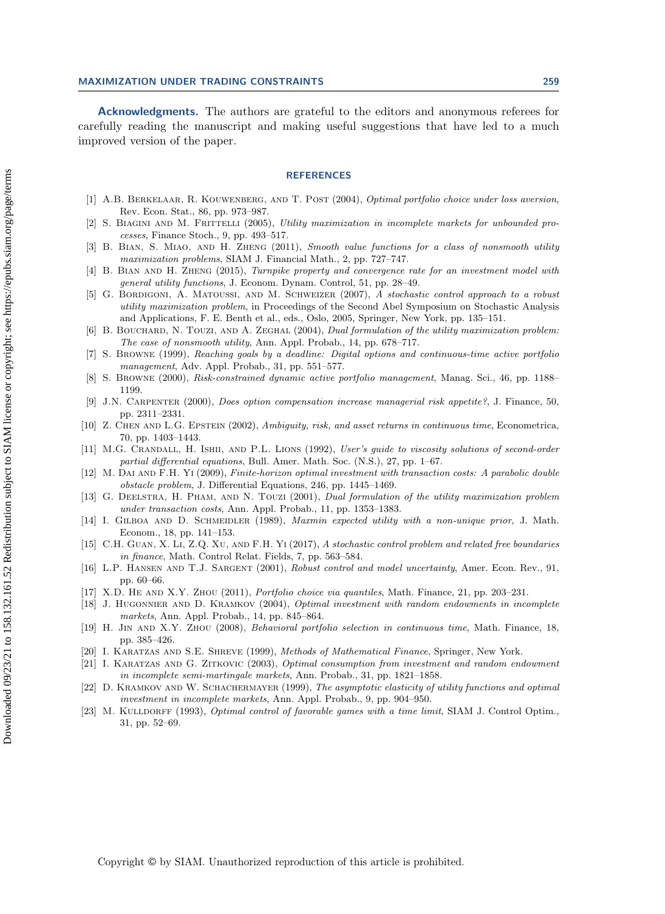**Acknowledgments.** The authors are grateful to the editors and anonymous referees for carefully reading the manuscript and making useful suggestions that have led to a much improved version of the paper.

## REFERENCES

[1] A.B. Berkelaar, R. Kouwenberg, and T. Post (2004), *Optimal portfolio choice under loss aversion*, Rev. Econ. Stat., 86, pp. 973–987.

[2] S. Biagini and M. Frittelli (2005), *Utility maximization in incomplete markets for unbounded processes*, Finance Stoch., 9, pp. 493–517.

[3] B. Bian, S. Miao, and H. Zheng (2011), *Smooth value functions for a class of nonsmooth utility maximization problems*, SIAM J. Financial Math., 2, pp. 727–747.

[4] B. Bian and H. Zheng (2015), *Turnpike property and convergence rate for an investment model with general utility functions*, J. Econom. Dynam. Control, 51, pp. 28–49.

[5] G. Bordigoni, A. Matoussi, and M. Schweizer (2007), *A stochastic control approach to a robust utility maximization problem*, in Proceedings of the Second Abel Symposium on Stochastic Analysis and Applications, F. E. Benth et al., eds., Oslo, 2005, Springer, New York, pp. 135–151.

[6] B. Bouchard, N. Touzi, and A. Zeghal (2004), *Dual formulation of the utility maximization problem: The case of nonsmooth utility*, Ann. Appl. Probab., 14, pp. 678–717.

[7] S. Browne (1999), *Reaching goals by a deadline: Digital options and continuous-time active portfolio management*, Adv. Appl. Probab., 31, pp. 551–577.

[8] S. Browne (2000), *Risk-constrained dynamic active portfolio management*, Manag. Sci., 46, pp. 1188–1199.

[9] J.N. Carpenter (2000), *Does option compensation increase managerial risk appetite?*, J. Finance, 50, pp. 2311–2331.

[10] Z. Chen and L.G. Epstein (2002), *Ambiguity, risk, and asset returns in continuous time*, Econometrica, 70, pp. 1403–1443.

[11] M.G. Crandall, H. Ishii, and P.L. Lions (1992), *User's guide to viscosity solutions of second-order partial differential equations*, Bull. Amer. Math. Soc. (N.S.), 27, pp. 1–67.

[12] M. Dai and F.H. Yi (2009), *Finite-horizon optimal investment with transaction costs: A parabolic double obstacle problem*, J. Differential Equations, 246, pp. 1445–1469.

[13] G. Deelstra, H. Pham, and N. Touzi (2001), *Dual formulation of the utility maximization problem under transaction costs*, Ann. Appl. Probab., 11, pp. 1353–1383.

[14] I. Gilboa and D. Schmeidler (1989), *Maxmin expected utility with a non-unique prior*, J. Math. Econom., 18, pp. 141–153.

[15] C.H. Guan, X. Li, Z.Q. Xu, and F.H. Yi (2017), *A stochastic control problem and related free boundaries in finance*, Math. Control Relat. Fields, 7, pp. 563–584.

[16] L.P. Hansen and T.J. Sargent (2001), *Robust control and model uncertainty*, Amer. Econ. Rev., 91, pp. 60–66.

[17] X.D. He and X.Y. Zhou (2011), *Portfolio choice via quantiles*, Math. Finance, 21, pp. 203–231.

[18] J. Hugonnier and D. Kramkov (2004), *Optimal investment with random endowments in incomplete markets*, Ann. Appl. Probab., 14, pp. 845–864.

[19] H. Jin and X.Y. Zhou (2008), *Behavioral portfolio selection in continuous time*, Math. Finance, 18, pp. 385–426.

[20] I. Karatzas and S.E. Shreve (1999), *Methods of Mathematical Finance*, Springer, New York.

[21] I. Karatzas and G. Zitkovic (2003), *Optimal consumption from investment and random endowment in incomplete semi-martingale markets*, Ann. Probab., 31, pp. 1821–1858.

[22] D. Kramkov and W. Schachermayer (1999), *The asymptotic elasticity of utility functions and optimal investment in incomplete markets*, Ann. Appl. Probab., 9, pp. 904–950.

[23] M. Kulldorff (1993), *Optimal control of favorable games with a time limit*, SIAM J. Control Optim., 31, pp. 52–69.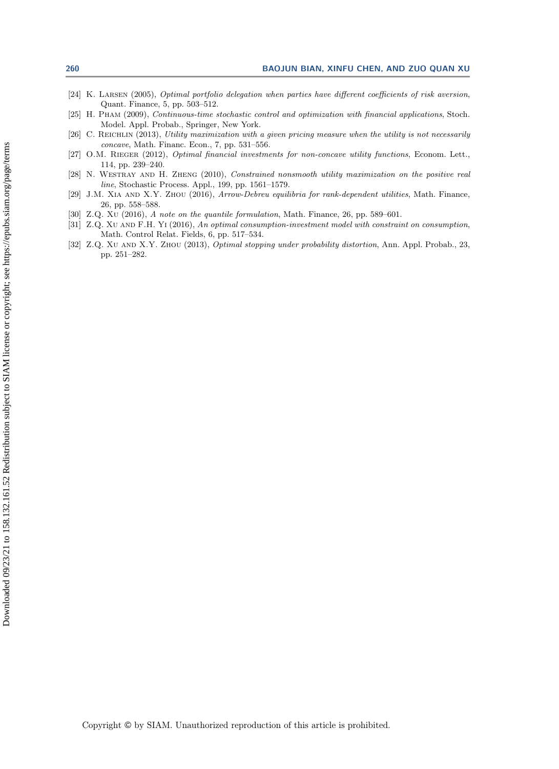[24] K. Larsen (2005), *Optimal portfolio delegation when parties have different coefficients of risk aversion*, Quant. Finance, 5, pp. 503–512.

[25] H. Pham (2009), *Continuous-time stochastic control and optimization with financial applications*, Stoch. Model. Appl. Probab., Springer, New York.

[26] C. Reichlin (2013), *Utility maximization with a given pricing measure when the utility is not necessarily concave*, Math. Financ. Econ., 7, pp. 531–556.

[27] O.M. Rieger (2012), *Optimal financial investments for non-concave utility functions*, Econom. Lett., 114, pp. 239–240.

[28] N. Westray and H. Zheng (2010), *Constrained nonsmooth utility maximization on the positive real line*, Stochastic Process. Appl., 199, pp. 1561–1579.

[29] J.M. Xia and X.Y. Zhou (2016), *Arrow-Debreu equilibria for rank-dependent utilities*, Math. Finance, 26, pp. 558–588.

[30] Z.Q. Xu (2016), *A note on the quantile formulation*, Math. Finance, 26, pp. 589–601.

[31] Z.Q. Xu and F.H. Yi (2016), *An optimal consumption-investment model with constraint on consumption*, Math. Control Relat. Fields, 6, pp. 517–534.

[32] Z.Q. Xu and X.Y. Zhou (2013), *Optimal stopping under probability distortion*, Ann. Appl. Probab., 23, pp. 251–282.